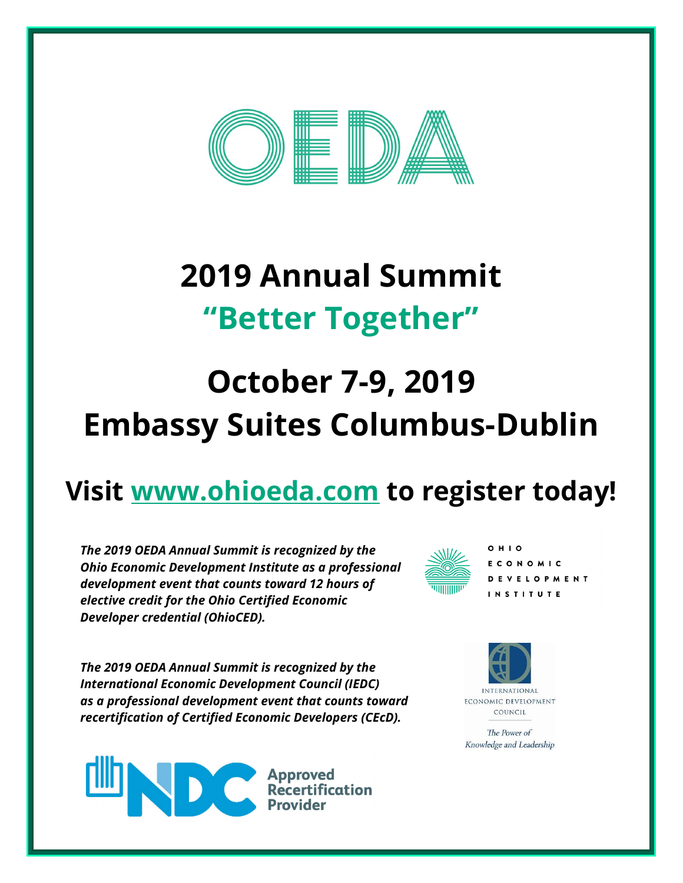# OEDA

# 2019 Annual Summit

## "Better Together"

# October 7-9, 2019

# Embassy Suites Columbus-Dublin

## Visit www.ohioeda.com to register today!

***The 2019 OEDA Annual Summit is recognized by the Ohio Economic Development Institute as a professional development event that counts toward 12 hours of elective credit for the Ohio Certified Economic Developer credential (OhioCED).***

OHIO ECONOMIC DEVELOPMENT INSTITUTE

***The 2019 OEDA Annual Summit is recognized by the International Economic Development Council (IEDC) as a professional development event that counts toward recertification of Certified Economic Developers (CEcD).***

INTERNATIONAL ECONOMIC DEVELOPMENT COUNCIL

*The Power of Knowledge and Leadership*

NDC Approved Recertification Provider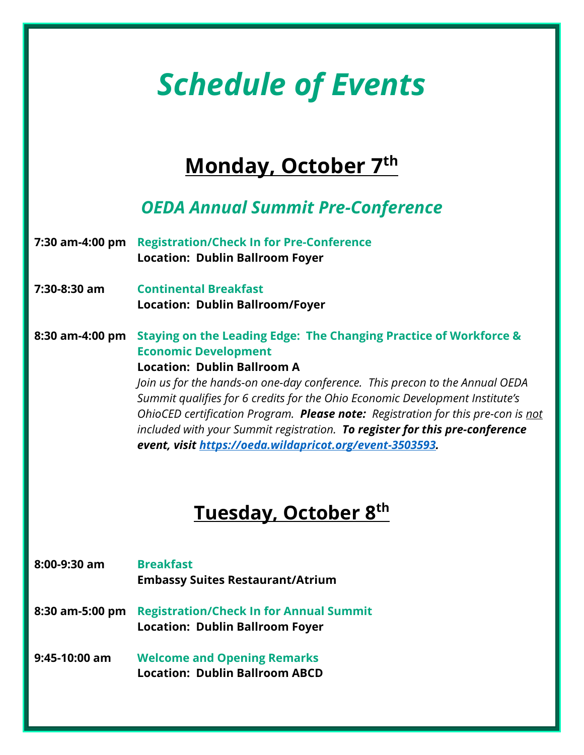# *Schedule of Events*

## Monday, October 7th

### *OEDA Annual Summit Pre-Conference*

**7:30 am-4:00 pm** **Registration/Check In for Pre-Conference**
**Location: Dublin Ballroom Foyer**

**7:30-8:30 am** **Continental Breakfast**
**Location: Dublin Ballroom/Foyer**

**8:30 am-4:00 pm** **Staying on the Leading Edge: The Changing Practice of Workforce & Economic Development**
**Location: Dublin Ballroom A**
*Join us for the hands-on one-day conference. This precon to the Annual OEDA Summit qualifies for 6 credits for the Ohio Economic Development Institute's OhioCED certification Program. **Please note:** Registration for this pre-con is not included with your Summit registration. **To register for this pre-conference event, visit https://oeda.wildapricot.org/event-3503593.***

## Tuesday, October 8th

**8:00-9:30 am** **Breakfast**
**Embassy Suites Restaurant/Atrium**

**8:30 am-5:00 pm** **Registration/Check In for Annual Summit**
**Location: Dublin Ballroom Foyer**

**9:45-10:00 am** **Welcome and Opening Remarks**
**Location: Dublin Ballroom ABCD**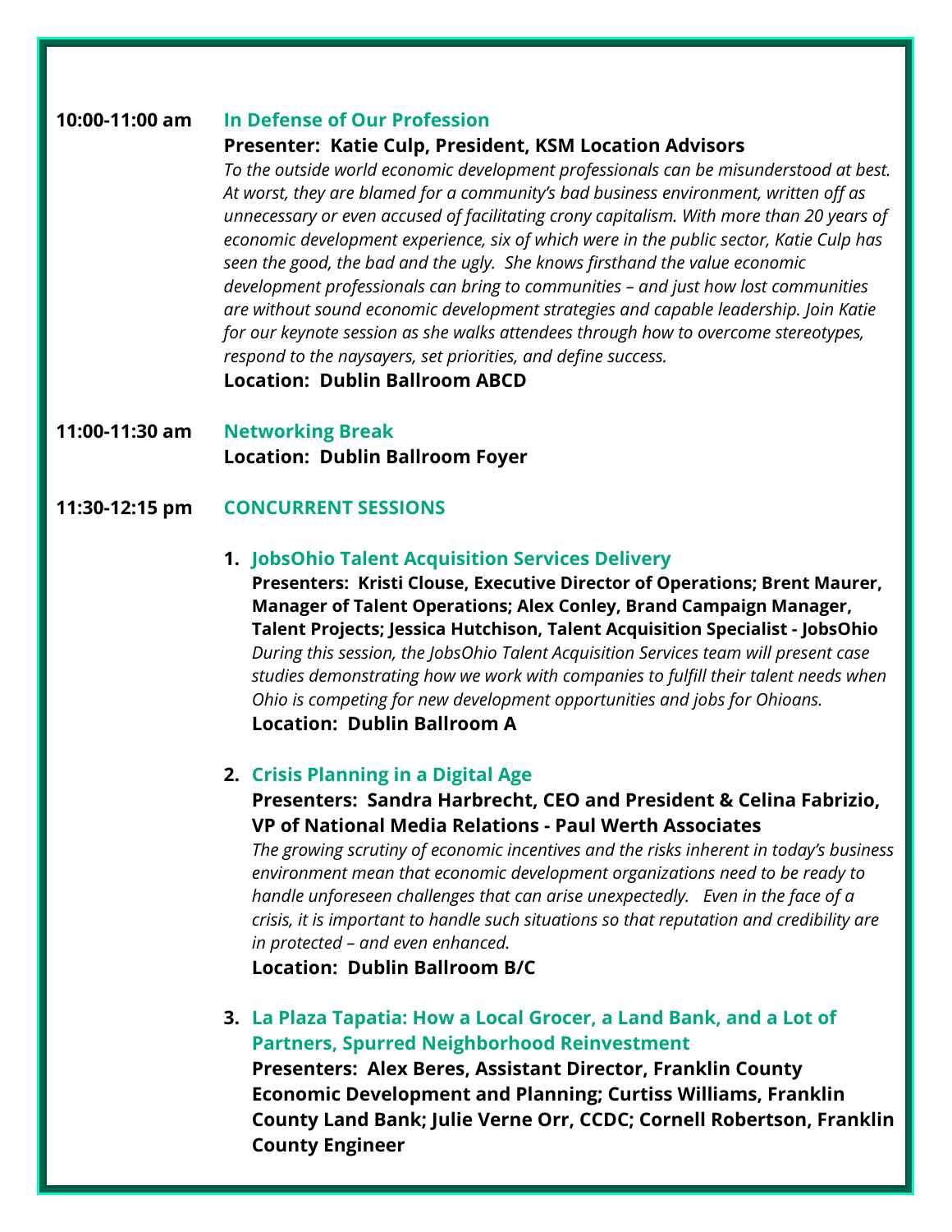**10:00-11:00 am** **In Defense of Our Profession**

**Presenter: Katie Culp, President, KSM Location Advisors**

*To the outside world economic development professionals can be misunderstood at best. At worst, they are blamed for a community's bad business environment, written off as unnecessary or even accused of facilitating crony capitalism. With more than 20 years of economic development experience, six of which were in the public sector, Katie Culp has seen the good, the bad and the ugly. She knows firsthand the value economic development professionals can bring to communities – and just how lost communities are without sound economic development strategies and capable leadership. Join Katie for our keynote session as she walks attendees through how to overcome stereotypes, respond to the naysayers, set priorities, and define success.*

**Location: Dublin Ballroom ABCD**

**11:00-11:30 am** **Networking Break**

**Location: Dublin Ballroom Foyer**

**11:30-12:15 pm** **CONCURRENT SESSIONS**

1. **JobsOhio Talent Acquisition Services Delivery**

   **Presenters: Kristi Clouse, Executive Director of Operations; Brent Maurer, Manager of Talent Operations; Alex Conley, Brand Campaign Manager, Talent Projects; Jessica Hutchison, Talent Acquisition Specialist - JobsOhio**

   *During this session, the JobsOhio Talent Acquisition Services team will present case studies demonstrating how we work with companies to fulfill their talent needs when Ohio is competing for new development opportunities and jobs for Ohioans.*

   **Location: Dublin Ballroom A**

2. **Crisis Planning in a Digital Age**

   **Presenters: Sandra Harbrecht, CEO and President & Celina Fabrizio, VP of National Media Relations - Paul Werth Associates**

   *The growing scrutiny of economic incentives and the risks inherent in today's business environment mean that economic development organizations need to be ready to handle unforeseen challenges that can arise unexpectedly. Even in the face of a crisis, it is important to handle such situations so that reputation and credibility are in protected – and even enhanced.*

   **Location: Dublin Ballroom B/C**

3. **La Plaza Tapatia: How a Local Grocer, a Land Bank, and a Lot of Partners, Spurred Neighborhood Reinvestment**

   **Presenters: Alex Beres, Assistant Director, Franklin County Economic Development and Planning; Curtiss Williams, Franklin County Land Bank; Julie Verne Orr, CCDC; Cornell Robertson, Franklin County Engineer**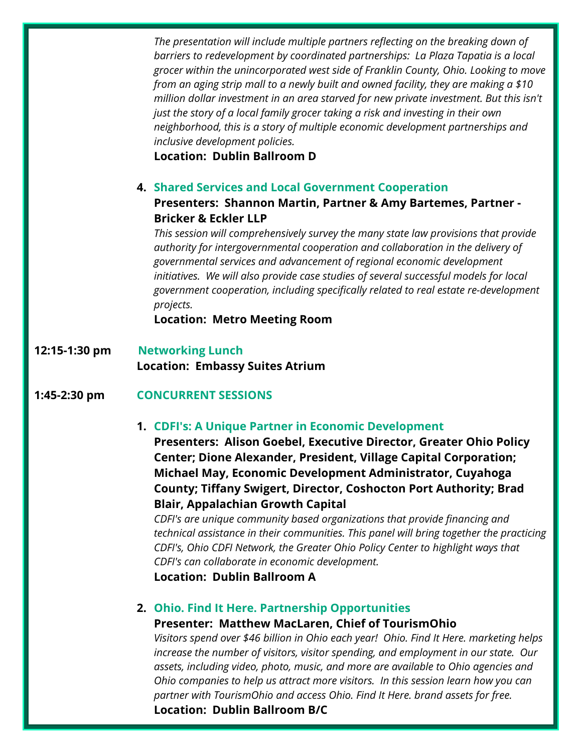*The presentation will include multiple partners reflecting on the breaking down of barriers to redevelopment by coordinated partnerships: La Plaza Tapatia is a local grocer within the unincorporated west side of Franklin County, Ohio. Looking to move from an aging strip mall to a newly built and owned facility, they are making a $10 million dollar investment in an area starved for new private investment. But this isn't just the story of a local family grocer taking a risk and investing in their own neighborhood, this is a story of multiple economic development partnerships and inclusive development policies.*

**Location: Dublin Ballroom D**

4. **Shared Services and Local Government Cooperation**

   **Presenters: Shannon Martin, Partner & Amy Bartemes, Partner - Bricker & Eckler LLP**

   *This session will comprehensively survey the many state law provisions that provide authority for intergovernmental cooperation and collaboration in the delivery of governmental services and advancement of regional economic development initiatives. We will also provide case studies of several successful models for local government cooperation, including specifically related to real estate re-development projects.*

   **Location: Metro Meeting Room**

**12:15-1:30 pm** **Networking Lunch**

**Location: Embassy Suites Atrium**

**1:45-2:30 pm** **CONCURRENT SESSIONS**

1. **CDFI's: A Unique Partner in Economic Development**

   **Presenters: Alison Goebel, Executive Director, Greater Ohio Policy Center; Dione Alexander, President, Village Capital Corporation; Michael May, Economic Development Administrator, Cuyahoga County; Tiffany Swigert, Director, Coshocton Port Authority; Brad Blair, Appalachian Growth Capital**

   *CDFI's are unique community based organizations that provide financing and technical assistance in their communities. This panel will bring together the practicing CDFI's, Ohio CDFI Network, the Greater Ohio Policy Center to highlight ways that CDFI's can collaborate in economic development.*

   **Location: Dublin Ballroom A**

2. **Ohio. Find It Here. Partnership Opportunities**

   **Presenter: Matthew MacLaren, Chief of TourismOhio**

   *Visitors spend over $46 billion in Ohio each year! Ohio. Find It Here. marketing helps increase the number of visitors, visitor spending, and employment in our state. Our assets, including video, photo, music, and more are available to Ohio agencies and Ohio companies to help us attract more visitors. In this session learn how you can partner with TourismOhio and access Ohio. Find It Here. brand assets for free.*

   **Location: Dublin Ballroom B/C**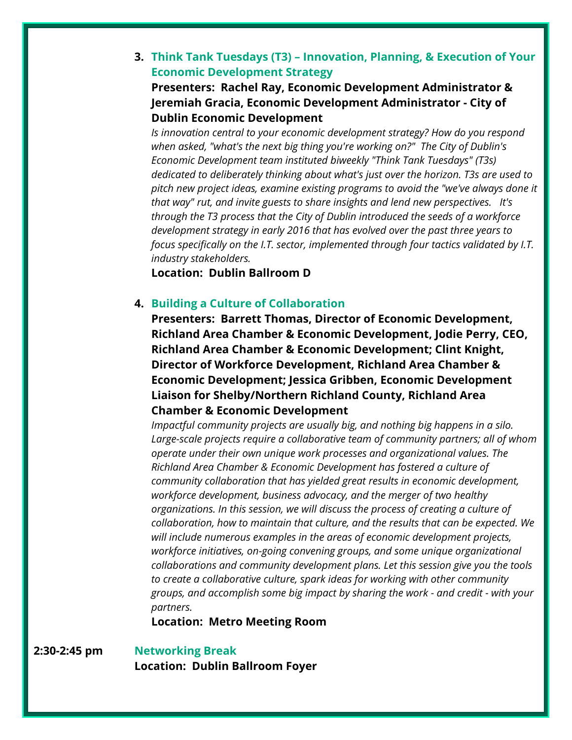3. **Think Tank Tuesdays (T3) – Innovation, Planning, & Execution of Your Economic Development Strategy**

   **Presenters: Rachel Ray, Economic Development Administrator & Jeremiah Gracia, Economic Development Administrator - City of Dublin Economic Development**

   *Is innovation central to your economic development strategy? How do you respond when asked, "what's the next big thing you're working on?" The City of Dublin's Economic Development team instituted biweekly "Think Tank Tuesdays" (T3s) dedicated to deliberately thinking about what's just over the horizon. T3s are used to pitch new project ideas, examine existing programs to avoid the "we've always done it that way" rut, and invite guests to share insights and lend new perspectives. It's through the T3 process that the City of Dublin introduced the seeds of a workforce development strategy in early 2016 that has evolved over the past three years to focus specifically on the I.T. sector, implemented through four tactics validated by I.T. industry stakeholders.*

   **Location: Dublin Ballroom D**

4. **Building a Culture of Collaboration**

   **Presenters: Barrett Thomas, Director of Economic Development, Richland Area Chamber & Economic Development, Jodie Perry, CEO, Richland Area Chamber & Economic Development; Clint Knight, Director of Workforce Development, Richland Area Chamber & Economic Development; Jessica Gribben, Economic Development Liaison for Shelby/Northern Richland County, Richland Area Chamber & Economic Development**

   *Impactful community projects are usually big, and nothing big happens in a silo. Large-scale projects require a collaborative team of community partners; all of whom operate under their own unique work processes and organizational values. The Richland Area Chamber & Economic Development has fostered a culture of community collaboration that has yielded great results in economic development, workforce development, business advocacy, and the merger of two healthy organizations. In this session, we will discuss the process of creating a culture of collaboration, how to maintain that culture, and the results that can be expected. We will include numerous examples in the areas of economic development projects, workforce initiatives, on-going convening groups, and some unique organizational collaborations and community development plans. Let this session give you the tools to create a collaborative culture, spark ideas for working with other community groups, and accomplish some big impact by sharing the work - and credit - with your partners.*

   **Location: Metro Meeting Room**

**2:30-2:45 pm** **Networking Break**

**Location: Dublin Ballroom Foyer**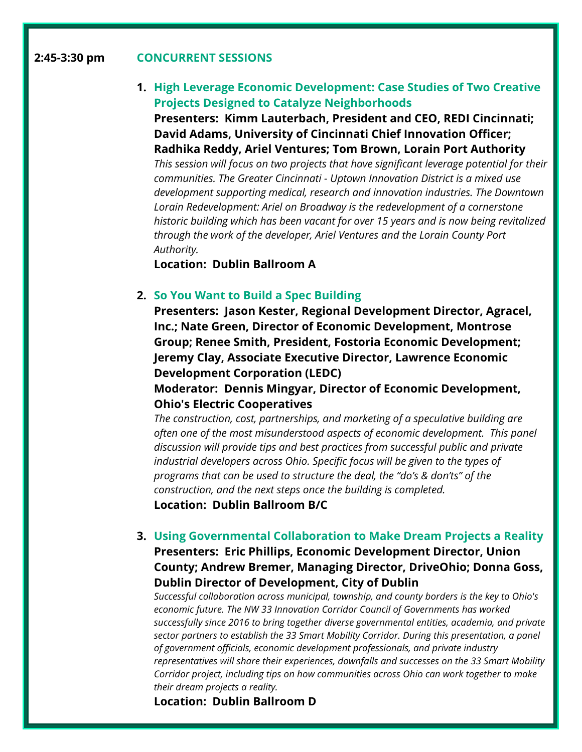**2:45-3:30 pm** **CONCURRENT SESSIONS**

1. **High Leverage Economic Development: Case Studies of Two Creative Projects Designed to Catalyze Neighborhoods**
   **Presenters: Kimm Lauterbach, President and CEO, REDI Cincinnati; David Adams, University of Cincinnati Chief Innovation Officer; Radhika Reddy, Ariel Ventures; Tom Brown, Lorain Port Authority**
   *This session will focus on two projects that have significant leverage potential for their communities. The Greater Cincinnati - Uptown Innovation District is a mixed use development supporting medical, research and innovation industries. The Downtown Lorain Redevelopment: Ariel on Broadway is the redevelopment of a cornerstone historic building which has been vacant for over 15 years and is now being revitalized through the work of the developer, Ariel Ventures and the Lorain County Port Authority.*
   **Location: Dublin Ballroom A**

2. **So You Want to Build a Spec Building**
   **Presenters: Jason Kester, Regional Development Director, Agracel, Inc.; Nate Green, Director of Economic Development, Montrose Group; Renee Smith, President, Fostoria Economic Development; Jeremy Clay, Associate Executive Director, Lawrence Economic Development Corporation (LEDC)**
   **Moderator: Dennis Mingyar, Director of Economic Development, Ohio's Electric Cooperatives**
   *The construction, cost, partnerships, and marketing of a speculative building are often one of the most misunderstood aspects of economic development. This panel discussion will provide tips and best practices from successful public and private industrial developers across Ohio. Specific focus will be given to the types of programs that can be used to structure the deal, the "do's & don'ts" of the construction, and the next steps once the building is completed.*
   **Location: Dublin Ballroom B/C**

3. **Using Governmental Collaboration to Make Dream Projects a Reality**
   **Presenters: Eric Phillips, Economic Development Director, Union County; Andrew Bremer, Managing Director, DriveOhio; Donna Goss, Dublin Director of Development, City of Dublin**
   *Successful collaboration across municipal, township, and county borders is the key to Ohio's economic future. The NW 33 Innovation Corridor Council of Governments has worked successfully since 2016 to bring together diverse governmental entities, academia, and private sector partners to establish the 33 Smart Mobility Corridor. During this presentation, a panel of government officials, economic development professionals, and private industry representatives will share their experiences, downfalls and successes on the 33 Smart Mobility Corridor project, including tips on how communities across Ohio can work together to make their dream projects a reality.*
   **Location: Dublin Ballroom D**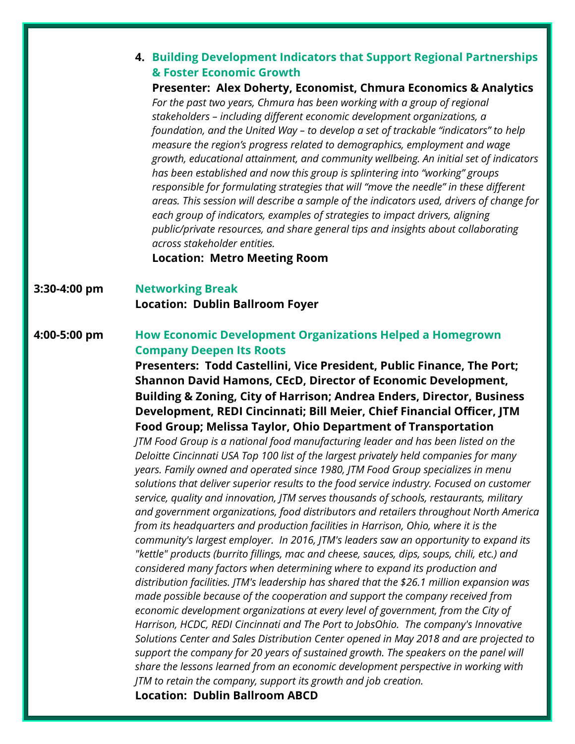4. **Building Development Indicators that Support Regional Partnerships & Foster Economic Growth**

   **Presenter: Alex Doherty, Economist, Chmura Economics & Analytics**

   *For the past two years, Chmura has been working with a group of regional stakeholders – including different economic development organizations, a foundation, and the United Way – to develop a set of trackable "indicators" to help measure the region's progress related to demographics, employment and wage growth, educational attainment, and community wellbeing. An initial set of indicators has been established and now this group is splintering into "working" groups responsible for formulating strategies that will "move the needle" in these different areas. This session will describe a sample of the indicators used, drivers of change for each group of indicators, examples of strategies to impact drivers, aligning public/private resources, and share general tips and insights about collaborating across stakeholder entities.*

   **Location: Metro Meeting Room**

**3:30-4:00 pm** **Networking Break**

**Location: Dublin Ballroom Foyer**

**4:00-5:00 pm** **How Economic Development Organizations Helped a Homegrown Company Deepen Its Roots**

**Presenters: Todd Castellini, Vice President, Public Finance, The Port; Shannon David Hamons, CEcD, Director of Economic Development, Building & Zoning, City of Harrison; Andrea Enders, Director, Business Development, REDI Cincinnati; Bill Meier, Chief Financial Officer, JTM Food Group; Melissa Taylor, Ohio Department of Transportation**

*JTM Food Group is a national food manufacturing leader and has been listed on the Deloitte Cincinnati USA Top 100 list of the largest privately held companies for many years. Family owned and operated since 1980, JTM Food Group specializes in menu solutions that deliver superior results to the food service industry. Focused on customer service, quality and innovation, JTM serves thousands of schools, restaurants, military and government organizations, food distributors and retailers throughout North America from its headquarters and production facilities in Harrison, Ohio, where it is the community's largest employer. In 2016, JTM's leaders saw an opportunity to expand its "kettle" products (burrito fillings, mac and cheese, sauces, dips, soups, chili, etc.) and considered many factors when determining where to expand its production and distribution facilities. JTM's leadership has shared that the $26.1 million expansion was made possible because of the cooperation and support the company received from economic development organizations at every level of government, from the City of Harrison, HCDC, REDI Cincinnati and The Port to JobsOhio. The company's Innovative Solutions Center and Sales Distribution Center opened in May 2018 and are projected to support the company for 20 years of sustained growth. The speakers on the panel will share the lessons learned from an economic development perspective in working with JTM to retain the company, support its growth and job creation.*

**Location: Dublin Ballroom ABCD**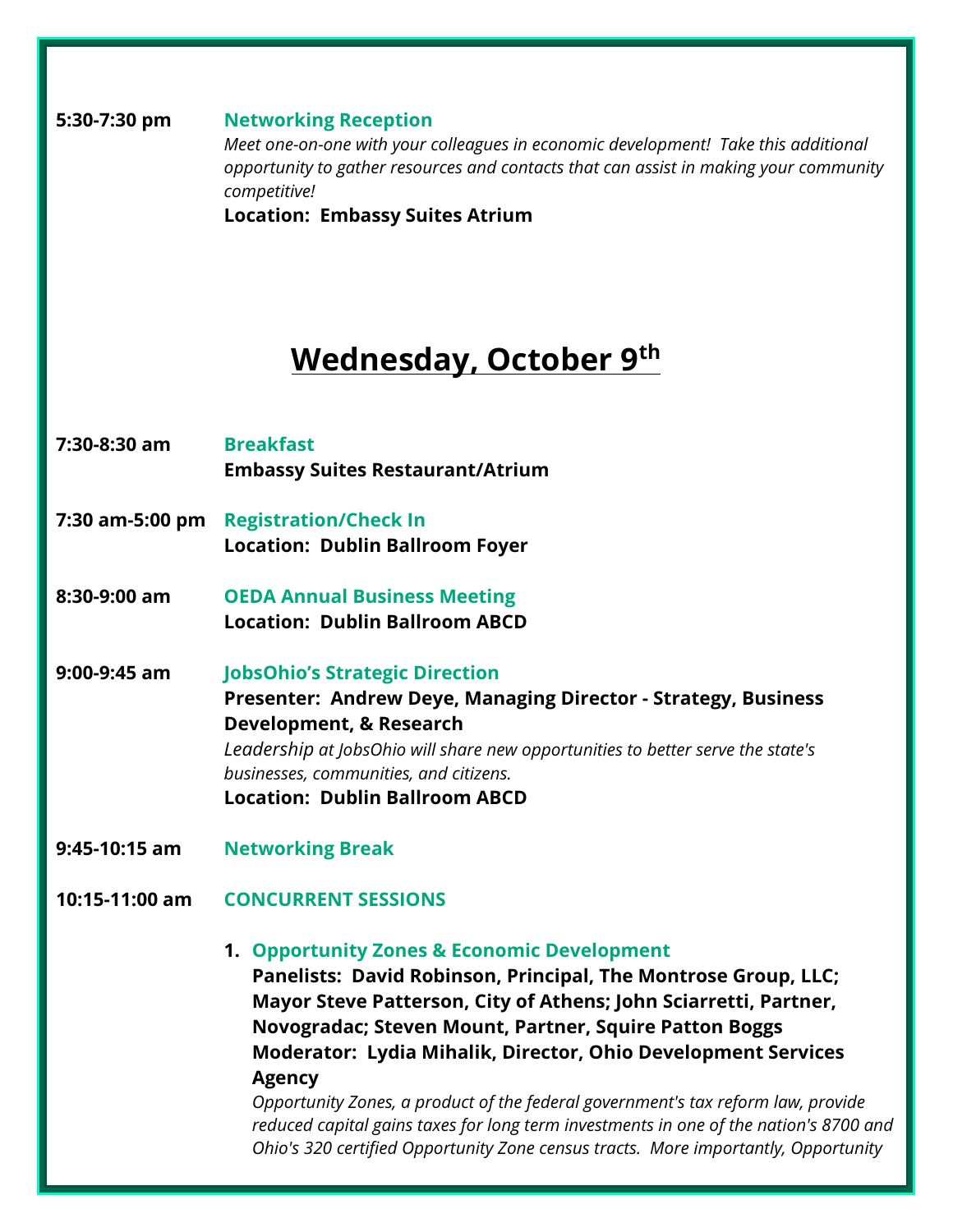**5:30-7:30 pm** **Networking Reception**
*Meet one-on-one with your colleagues in economic development! Take this additional opportunity to gather resources and contacts that can assist in making your community competitive!*
**Location: Embassy Suites Atrium**

# Wednesday, October 9th

**7:30-8:30 am** **Breakfast**
**Embassy Suites Restaurant/Atrium**

**7:30 am-5:00 pm** **Registration/Check In**
**Location: Dublin Ballroom Foyer**

**8:30-9:00 am** **OEDA Annual Business Meeting**
**Location: Dublin Ballroom ABCD**

**9:00-9:45 am** **JobsOhio's Strategic Direction**
**Presenter: Andrew Deye, Managing Director - Strategy, Business Development, & Research**
*Leadership at JobsOhio will share new opportunities to better serve the state's businesses, communities, and citizens.*
**Location: Dublin Ballroom ABCD**

**9:45-10:15 am** **Networking Break**

**10:15-11:00 am** **CONCURRENT SESSIONS**

1. **Opportunity Zones & Economic Development**
   **Panelists: David Robinson, Principal, The Montrose Group, LLC; Mayor Steve Patterson, City of Athens; John Sciarretti, Partner, Novogradac; Steven Mount, Partner, Squire Patton Boggs**
   **Moderator: Lydia Mihalik, Director, Ohio Development Services Agency**
   *Opportunity Zones, a product of the federal government's tax reform law, provide reduced capital gains taxes for long term investments in one of the nation's 8700 and Ohio's 320 certified Opportunity Zone census tracts. More importantly, Opportunity*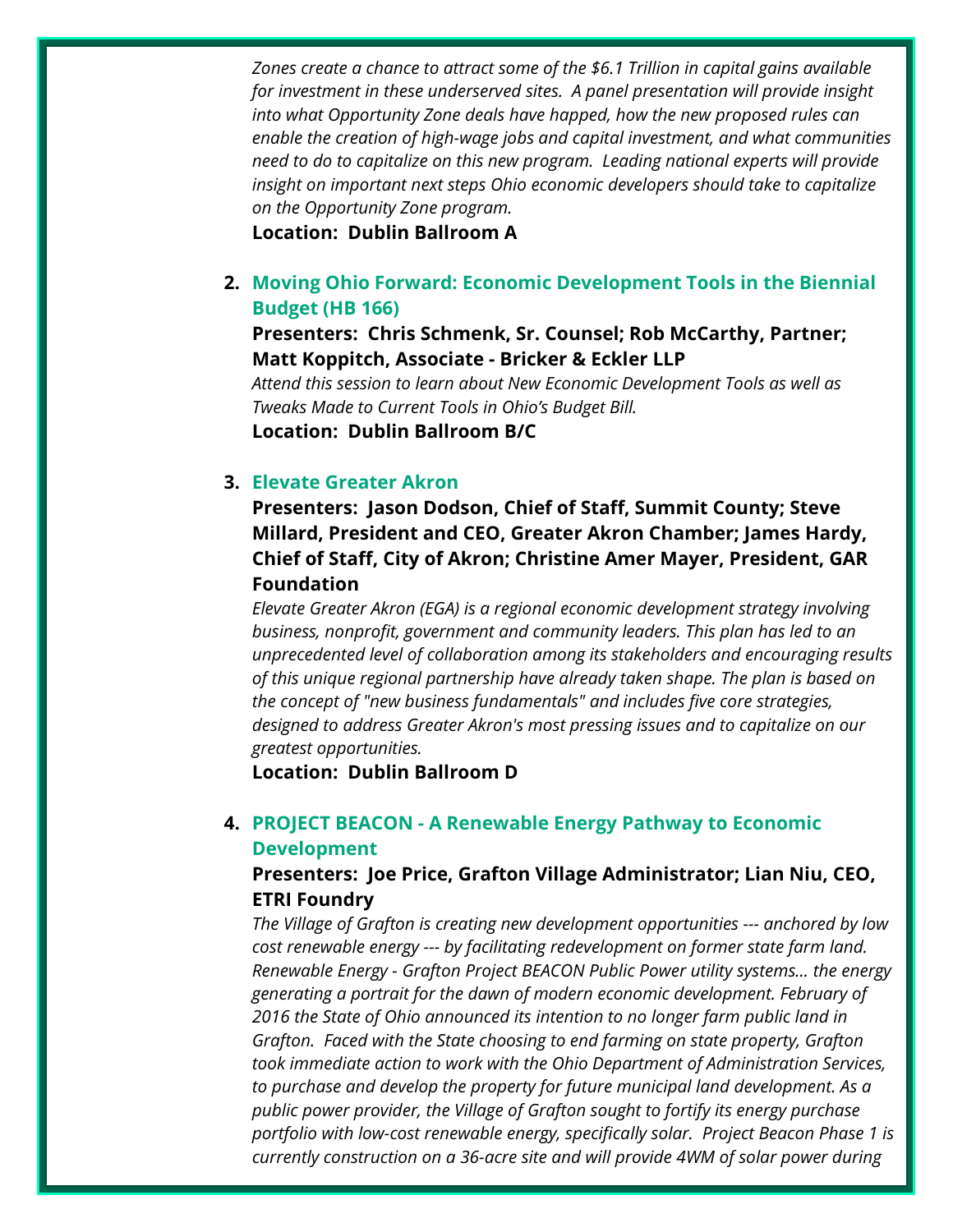*Zones create a chance to attract some of the $6.1 Trillion in capital gains available for investment in these underserved sites. A panel presentation will provide insight into what Opportunity Zone deals have happed, how the new proposed rules can enable the creation of high-wage jobs and capital investment, and what communities need to do to capitalize on this new program. Leading national experts will provide insight on important next steps Ohio economic developers should take to capitalize on the Opportunity Zone program.*

**Location: Dublin Ballroom A**

2. **Moving Ohio Forward: Economic Development Tools in the Biennial Budget (HB 166)**

   **Presenters: Chris Schmenk, Sr. Counsel; Rob McCarthy, Partner; Matt Koppitch, Associate - Bricker & Eckler LLP**

   *Attend this session to learn about New Economic Development Tools as well as Tweaks Made to Current Tools in Ohio's Budget Bill.*

   **Location: Dublin Ballroom B/C**

3. **Elevate Greater Akron**

   **Presenters: Jason Dodson, Chief of Staff, Summit County; Steve Millard, President and CEO, Greater Akron Chamber; James Hardy, Chief of Staff, City of Akron; Christine Amer Mayer, President, GAR Foundation**

   *Elevate Greater Akron (EGA) is a regional economic development strategy involving business, nonprofit, government and community leaders. This plan has led to an unprecedented level of collaboration among its stakeholders and encouraging results of this unique regional partnership have already taken shape. The plan is based on the concept of "new business fundamentals" and includes five core strategies, designed to address Greater Akron's most pressing issues and to capitalize on our greatest opportunities.*

   **Location: Dublin Ballroom D**

4. **PROJECT BEACON - A Renewable Energy Pathway to Economic Development**

   **Presenters: Joe Price, Grafton Village Administrator; Lian Niu, CEO, ETRI Foundry**

   *The Village of Grafton is creating new development opportunities --- anchored by low cost renewable energy --- by facilitating redevelopment on former state farm land. Renewable Energy - Grafton Project BEACON Public Power utility systems... the energy generating a portrait for the dawn of modern economic development. February of 2016 the State of Ohio announced its intention to no longer farm public land in Grafton. Faced with the State choosing to end farming on state property, Grafton took immediate action to work with the Ohio Department of Administration Services, to purchase and develop the property for future municipal land development. As a public power provider, the Village of Grafton sought to fortify its energy purchase portfolio with low-cost renewable energy, specifically solar. Project Beacon Phase 1 is currently construction on a 36-acre site and will provide 4WM of solar power during*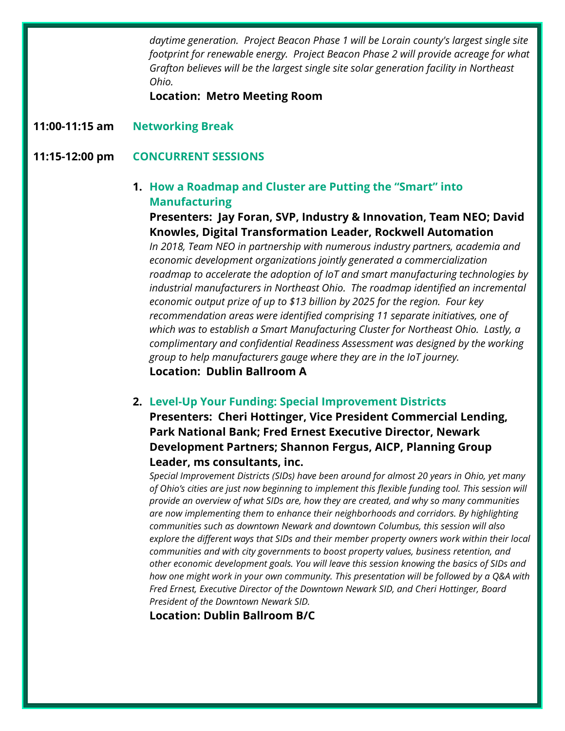*daytime generation. Project Beacon Phase 1 will be Lorain county's largest single site footprint for renewable energy. Project Beacon Phase 2 will provide acreage for what Grafton believes will be the largest single site solar generation facility in Northeast Ohio.*

**Location: Metro Meeting Room**

**11:00-11:15 am** **Networking Break**

**11:15-12:00 pm** **CONCURRENT SESSIONS**

1. **How a Roadmap and Cluster are Putting the "Smart" into Manufacturing**

   **Presenters: Jay Foran, SVP, Industry & Innovation, Team NEO; David Knowles, Digital Transformation Leader, Rockwell Automation**

   *In 2018, Team NEO in partnership with numerous industry partners, academia and economic development organizations jointly generated a commercialization roadmap to accelerate the adoption of IoT and smart manufacturing technologies by industrial manufacturers in Northeast Ohio. The roadmap identified an incremental economic output prize of up to $13 billion by 2025 for the region. Four key recommendation areas were identified comprising 11 separate initiatives, one of which was to establish a Smart Manufacturing Cluster for Northeast Ohio. Lastly, a complimentary and confidential Readiness Assessment was designed by the working group to help manufacturers gauge where they are in the IoT journey.*

   **Location: Dublin Ballroom A**

2. **Level-Up Your Funding: Special Improvement Districts**

   **Presenters: Cheri Hottinger, Vice President Commercial Lending, Park National Bank; Fred Ernest Executive Director, Newark Development Partners; Shannon Fergus, AICP, Planning Group Leader, ms consultants, inc.**

   *Special Improvement Districts (SIDs) have been around for almost 20 years in Ohio, yet many of Ohio's cities are just now beginning to implement this flexible funding tool. This session will provide an overview of what SIDs are, how they are created, and why so many communities are now implementing them to enhance their neighborhoods and corridors. By highlighting communities such as downtown Newark and downtown Columbus, this session will also explore the different ways that SIDs and their member property owners work within their local communities and with city governments to boost property values, business retention, and other economic development goals. You will leave this session knowing the basics of SIDs and how one might work in your own community. This presentation will be followed by a Q&A with Fred Ernest, Executive Director of the Downtown Newark SID, and Cheri Hottinger, Board President of the Downtown Newark SID.*

   **Location: Dublin Ballroom B/C**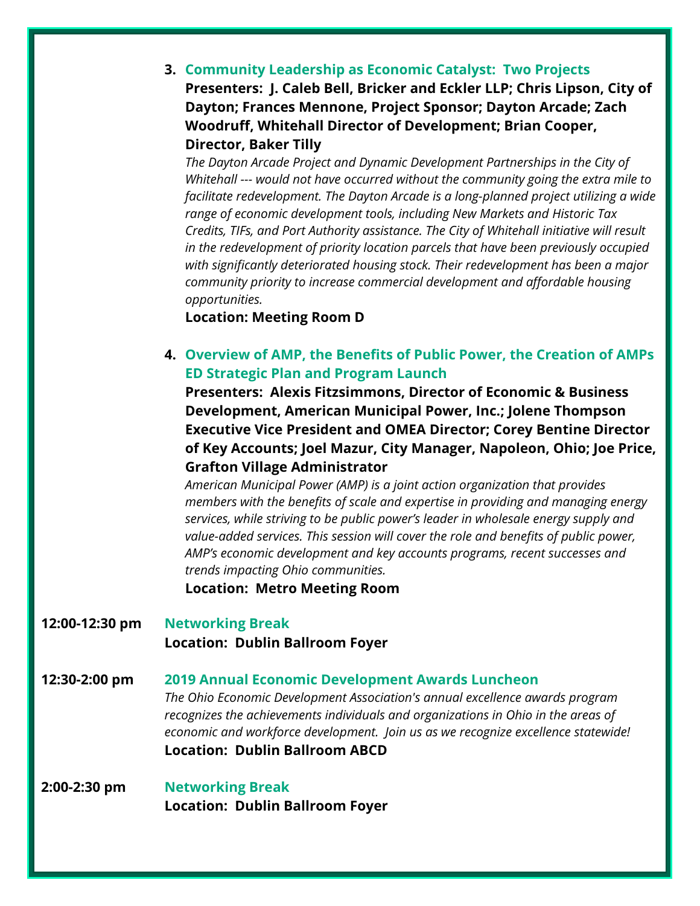3. **Community Leadership as Economic Catalyst: Two Projects**
   **Presenters: J. Caleb Bell, Bricker and Eckler LLP; Chris Lipson, City of Dayton; Frances Mennone, Project Sponsor; Dayton Arcade; Zach Woodruff, Whitehall Director of Development; Brian Cooper, Director, Baker Tilly**
   *The Dayton Arcade Project and Dynamic Development Partnerships in the City of Whitehall --- would not have occurred without the community going the extra mile to facilitate redevelopment. The Dayton Arcade is a long-planned project utilizing a wide range of economic development tools, including New Markets and Historic Tax Credits, TIFs, and Port Authority assistance. The City of Whitehall initiative will result in the redevelopment of priority location parcels that have been previously occupied with significantly deteriorated housing stock. Their redevelopment has been a major community priority to increase commercial development and affordable housing opportunities.*
   **Location: Meeting Room D**

4. **Overview of AMP, the Benefits of Public Power, the Creation of AMPs ED Strategic Plan and Program Launch**
   **Presenters: Alexis Fitzsimmons, Director of Economic & Business Development, American Municipal Power, Inc.; Jolene Thompson Executive Vice President and OMEA Director; Corey Bentine Director of Key Accounts; Joel Mazur, City Manager, Napoleon, Ohio; Joe Price, Grafton Village Administrator**
   *American Municipal Power (AMP) is a joint action organization that provides members with the benefits of scale and expertise in providing and managing energy services, while striving to be public power's leader in wholesale energy supply and value-added services. This session will cover the role and benefits of public power, AMP's economic development and key accounts programs, recent successes and trends impacting Ohio communities.*
   **Location: Metro Meeting Room**

**12:00-12:30 pm** **Networking Break**
**Location: Dublin Ballroom Foyer**

**12:30-2:00 pm** **2019 Annual Economic Development Awards Luncheon**
*The Ohio Economic Development Association's annual excellence awards program recognizes the achievements individuals and organizations in Ohio in the areas of economic and workforce development. Join us as we recognize excellence statewide!*
**Location: Dublin Ballroom ABCD**

**2:00-2:30 pm** **Networking Break**
**Location: Dublin Ballroom Foyer**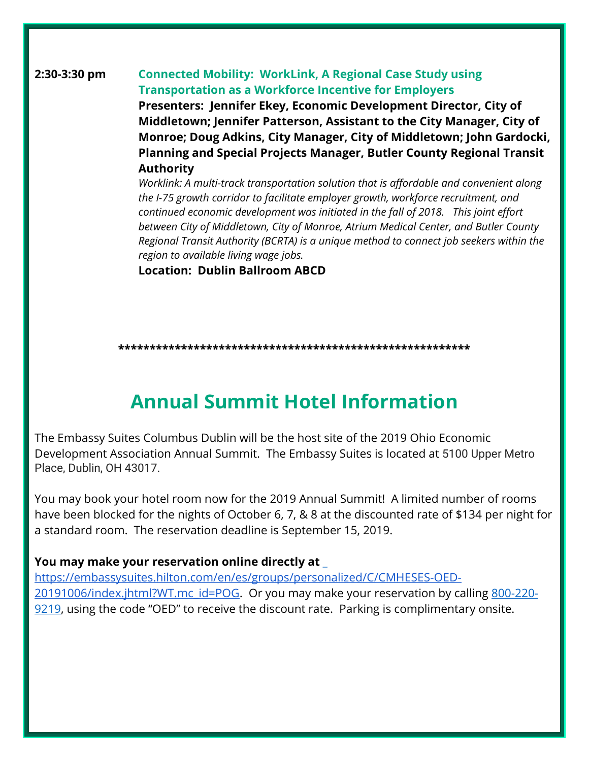**2:30-3:30 pm** **Connected Mobility: WorkLink, A Regional Case Study using Transportation as a Workforce Incentive for Employers**

**Presenters: Jennifer Ekey, Economic Development Director, City of Middletown; Jennifer Patterson, Assistant to the City Manager, City of Monroe; Doug Adkins, City Manager, City of Middletown; John Gardocki, Planning and Special Projects Manager, Butler County Regional Transit Authority**

*Worklink: A multi-track transportation solution that is affordable and convenient along the I-75 growth corridor to facilitate employer growth, workforce recruitment, and continued economic development was initiated in the fall of 2018. This joint effort between City of Middletown, City of Monroe, Atrium Medical Center, and Butler County Regional Transit Authority (BCRTA) is a unique method to connect job seekers within the region to available living wage jobs.*

**Location: Dublin Ballroom ABCD**

*******************************************************

## Annual Summit Hotel Information

The Embassy Suites Columbus Dublin will be the host site of the 2019 Ohio Economic Development Association Annual Summit. The Embassy Suites is located at 5100 Upper Metro Place, Dublin, OH 43017.

You may book your hotel room now for the 2019 Annual Summit! A limited number of rooms have been blocked for the nights of October 6, 7, & 8 at the discounted rate of $134 per night for a standard room. The reservation deadline is September 15, 2019.

**You may make your reservation online directly at** https://embassysuites.hilton.com/en/es/groups/personalized/C/CMHESES-OED-20191006/index.jhtml?WT.mc_id=POG. Or you may make your reservation by calling 800-220-9219, using the code "OED" to receive the discount rate. Parking is complimentary onsite.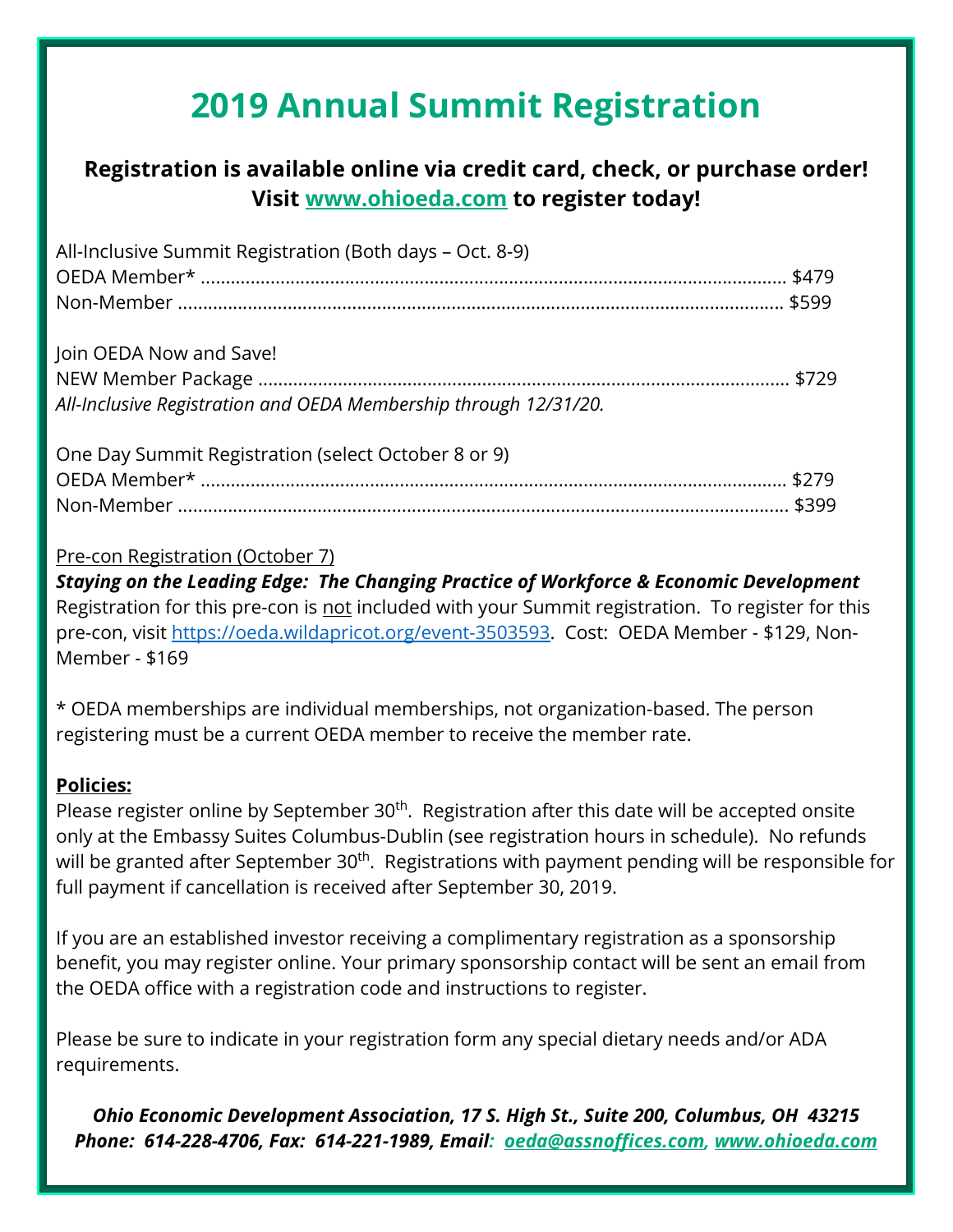# 2019 Annual Summit Registration

**Registration is available online via credit card, check, or purchase order!**
**Visit [www.ohioeda.com](www.ohioeda.com) to register today!**

All-Inclusive Summit Registration (Both days – Oct. 8-9)
OEDA Member* ........................................................................ $479
Non-Member ........................................................................ $599

Join OEDA Now and Save!
NEW Member Package ........................................................................ $729
*All-Inclusive Registration and OEDA Membership through 12/31/20.*

One Day Summit Registration (select October 8 or 9)
OEDA Member* ........................................................................ $279
Non-Member ........................................................................ $399

Pre-con Registration (October 7)
***Staying on the Leading Edge: The Changing Practice of Workforce & Economic Development***
Registration for this pre-con is not included with your Summit registration. To register for this pre-con, visit [https://oeda.wildapricot.org/event-3503593](https://oeda.wildapricot.org/event-3503593). Cost: OEDA Member - $129, Non-Member - $169

* OEDA memberships are individual memberships, not organization-based. The person registering must be a current OEDA member to receive the member rate.

**Policies:**

Please register online by September 30th. Registration after this date will be accepted onsite only at the Embassy Suites Columbus-Dublin (see registration hours in schedule). No refunds will be granted after September 30th. Registrations with payment pending will be responsible for full payment if cancellation is received after September 30, 2019.

If you are an established investor receiving a complimentary registration as a sponsorship benefit, you may register online. Your primary sponsorship contact will be sent an email from the OEDA office with a registration code and instructions to register.

Please be sure to indicate in your registration form any special dietary needs and/or ADA requirements.

***Ohio Economic Development Association, 17 S. High St., Suite 200, Columbus, OH 43215***
***Phone: 614-228-4706, Fax: 614-221-1989, Email: [oeda@assnoffices.com](mailto:oeda@assnoffices.com), [www.ohioeda.com](www.ohioeda.com)***